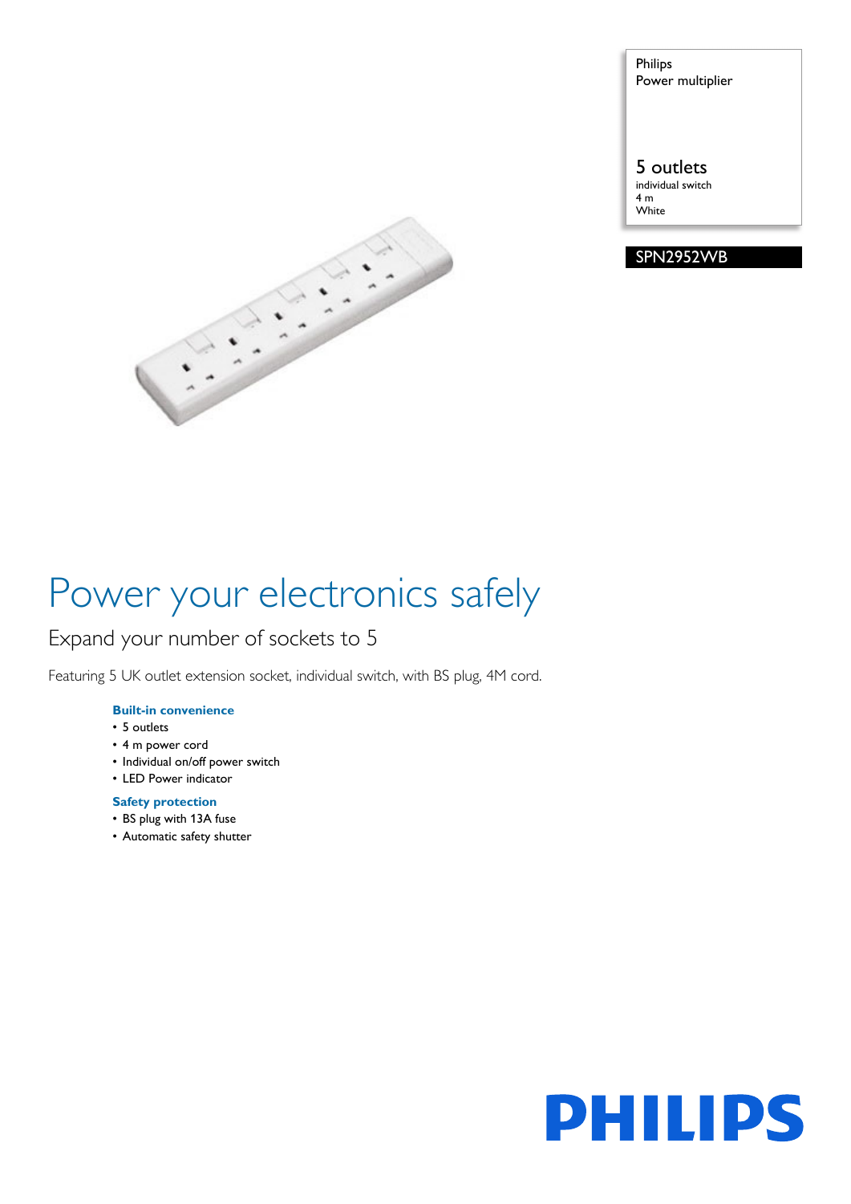Philips
Power multiplier

5 outlets
individual switch
4 m
White

SPN2952WB

# Power your electronics safely

## Expand your number of sockets to 5

Featuring 5 UK outlet extension socket, individual switch, with BS plug, 4M cord.

### Built-in convenience

- 5 outlets
- 4 m power cord
- Individual on/off power switch
- LED Power indicator

### Safety protection

- BS plug with 13A fuse
- Automatic safety shutter

PHILIPS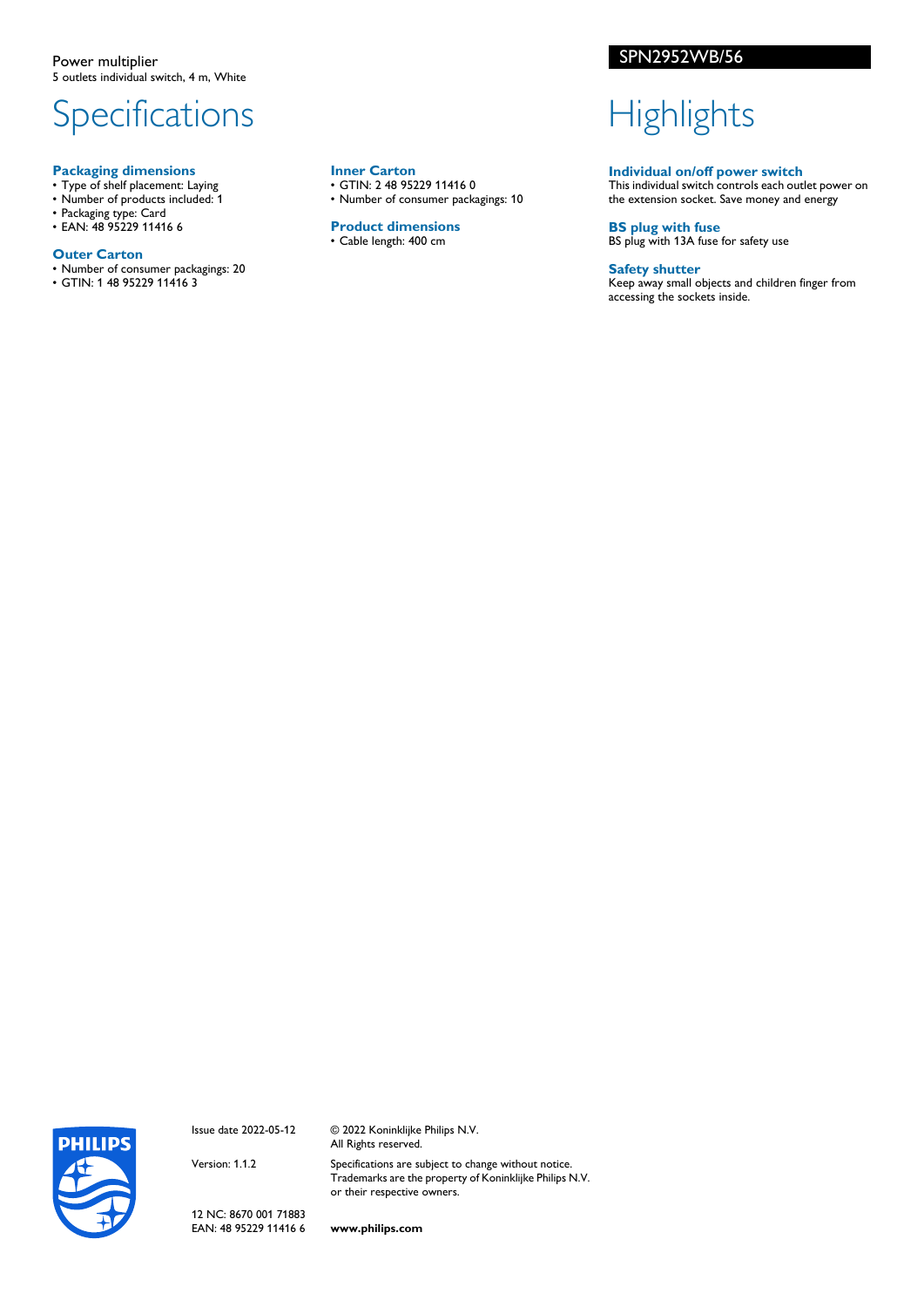Power multiplier
5 outlets individual switch, 4 m, White

SPN2952WB/56

# Specifications

### Packaging dimensions
- Type of shelf placement: Laying
- Number of products included: 1
- Packaging type: Card
- EAN: 48 95229 11416 6

### Outer Carton
- Number of consumer packagings: 20
- GTIN: 1 48 95229 11416 3

### Inner Carton
- GTIN: 2 48 95229 11416 0
- Number of consumer packagings: 10

### Product dimensions
- Cable length: 400 cm

# Highlights

### Individual on/off power switch
This individual switch controls each outlet power on the extension socket. Save money and energy

### BS plug with fuse
BS plug with 13A fuse for safety use

### Safety shutter
Keep away small objects and children finger from accessing the sockets inside.

Issue date 2022-05-12

Version: 1.1.2

12 NC: 8670 001 71883
EAN: 48 95229 11416 6

© 2022 Koninklijke Philips N.V.
All Rights reserved.

Specifications are subject to change without notice. Trademarks are the property of Koninklijke Philips N.V. or their respective owners.

**www.philips.com**